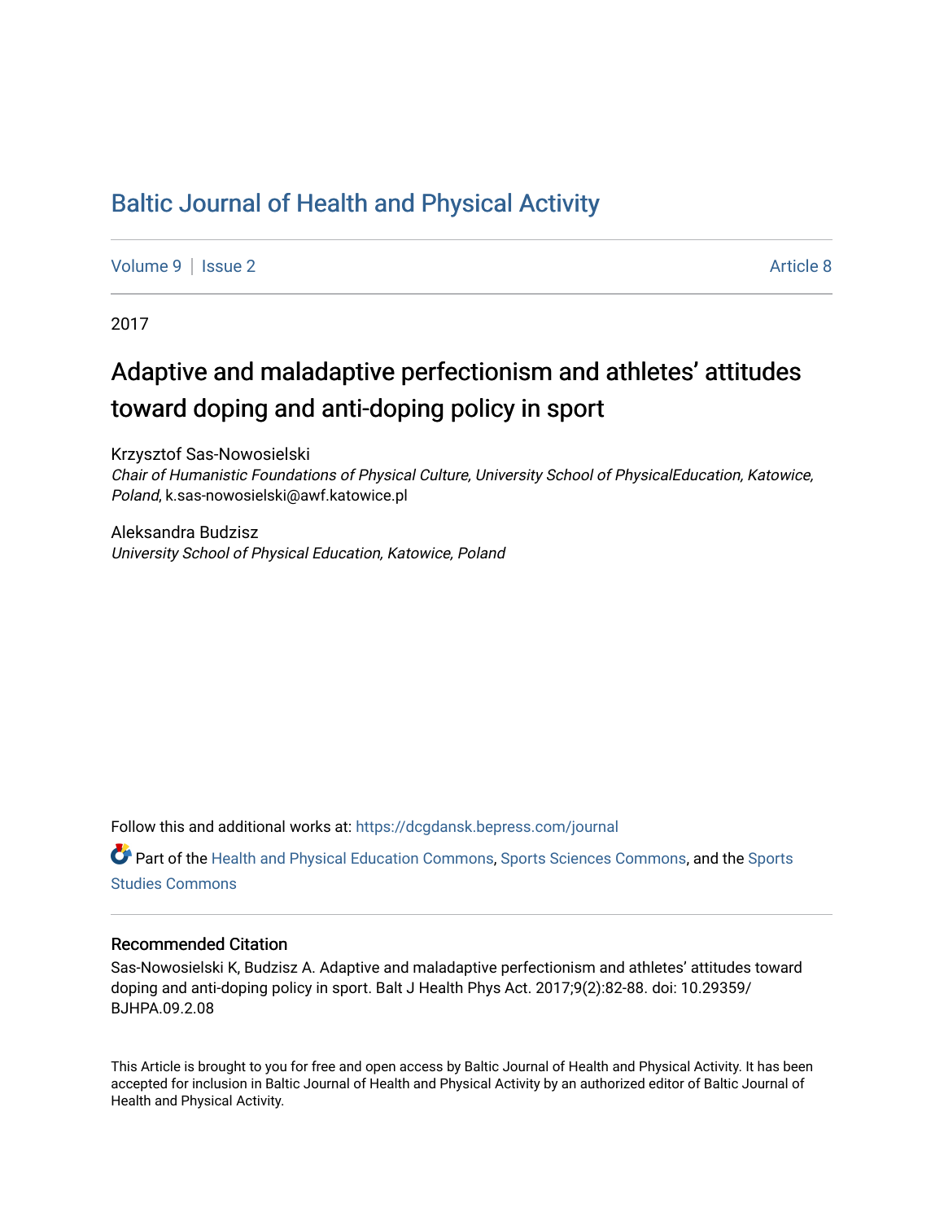# Baltic Journal of Health and Physical Activity

Volume 9 | Issue 2 Article 8

2017

## Adaptive and maladaptive perfectionism and athletes' attitudes toward doping and anti-doping policy in sport

Krzysztof Sas-Nowosielski
*Chair of Humanistic Foundations of Physical Culture, University School of PhysicalEducation, Katowice, Poland*, k.sas-nowosielski@awf.katowice.pl

Aleksandra Budzisz
*University School of Physical Education, Katowice, Poland*

Follow this and additional works at: https://dcgdansk.bepress.com/journal

Part of the Health and Physical Education Commons, Sports Sciences Commons, and the Sports Studies Commons

### Recommended Citation

Sas-Nowosielski K, Budzisz A. Adaptive and maladaptive perfectionism and athletes' attitudes toward doping and anti-doping policy in sport. Balt J Health Phys Act. 2017;9(2):82-88. doi: 10.29359/BJHPA.09.2.08

This Article is brought to you for free and open access by Baltic Journal of Health and Physical Activity. It has been accepted for inclusion in Baltic Journal of Health and Physical Activity by an authorized editor of Baltic Journal of Health and Physical Activity.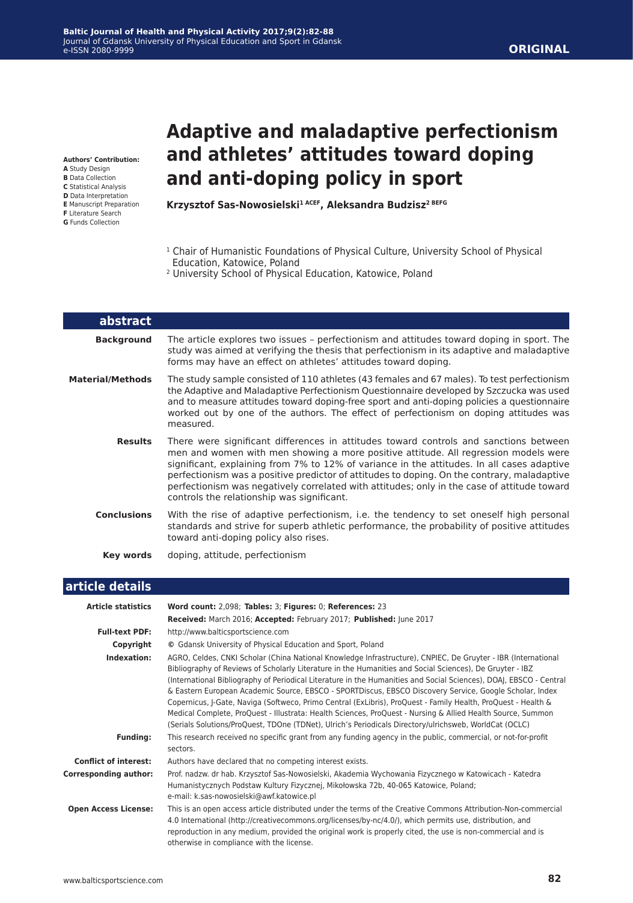ORIGINAL

# Adaptive and maladaptive perfectionism and athletes' attitudes toward doping and anti-doping policy in sport

**Krzysztof Sas-Nowosielski[1] ACEF, Aleksandra Budzisz[2] BEFG**

**Authors' Contribution:**
**A** Study Design
**B** Data Collection
**C** Statistical Analysis
**D** Data Interpretation
**E** Manuscript Preparation
**F** Literature Search
**G** Funds Collection

[1] Chair of Humanistic Foundations of Physical Culture, University School of Physical Education, Katowice, Poland
[2] University School of Physical Education, Katowice, Poland

## abstract

**Background** The article explores two issues – perfectionism and attitudes toward doping in sport. The study was aimed at verifying the thesis that perfectionism in its adaptive and maladaptive forms may have an effect on athletes' attitudes toward doping.

**Material/Methods** The study sample consisted of 110 athletes (43 females and 67 males). To test perfectionism the Adaptive and Maladaptive Perfectionism Questionnaire developed by Szczucka was used and to measure attitudes toward doping-free sport and anti-doping policies a questionnaire worked out by one of the authors. The effect of perfectionism on doping attitudes was measured.

**Results** There were significant differences in attitudes toward controls and sanctions between men and women with men showing a more positive attitude. All regression models were significant, explaining from 7% to 12% of variance in the attitudes. In all cases adaptive perfectionism was a positive predictor of attitudes to doping. On the contrary, maladaptive perfectionism was negatively correlated with attitudes; only in the case of attitude toward controls the relationship was significant.

**Conclusions** With the rise of adaptive perfectionism, i.e. the tendency to set oneself high personal standards and strive for superb athletic performance, the probability of positive attitudes toward anti-doping policy also rises.

**Key words** doping, attitude, perfectionism

## article details

| | |
|---|---|
| **Article statistics** | **Word count:** 2,098; **Tables:** 3; **Figures:** 0; **References:** 23 <br> **Received:** March 2016; **Accepted:** February 2017; **Published:** June 2017 |
| **Full-text PDF:** | http://www.balticsportscience.com |
| **Copyright** | © Gdansk University of Physical Education and Sport, Poland |
| **Indexation:** | AGRO, Celdes, CNKI Scholar (China National Knowledge Infrastructure), CNPIEC, De Gruyter - IBR (International Bibliography of Reviews of Scholarly Literature in the Humanities and Social Sciences), De Gruyter - IBZ (International Bibliography of Periodical Literature in the Humanities and Social Sciences), DOAJ, EBSCO - Central & Eastern European Academic Source, EBSCO - SPORTDiscus, EBSCO Discovery Service, Google Scholar, Index Copernicus, J-Gate, Naviga (Softweco, Primo Central (ExLibris), ProQuest - Family Health, ProQuest - Health & Medical Complete, ProQuest - Illustrata: Health Sciences, ProQuest - Nursing & Allied Health Source, Summon (Serials Solutions/ProQuest, TDOne (TDNet), Ulrich's Periodicals Directory/ulrichsweb, WorldCat (OCLC) |
| **Funding:** | This research received no specific grant from any funding agency in the public, commercial, or not-for-profit sectors. |
| **Conflict of interest:** | Authors have declared that no competing interest exists. |
| **Corresponding author:** | Prof. nadzw. dr hab. Krzysztof Sas-Nowosielski, Akademia Wychowania Fizycznego w Katowicach - Katedra Humanistycznych Podstaw Kultury Fizycznej, Mikołowska 72b, 40-065 Katowice, Poland; <br> e-mail: k.sas-nowosielski@awf.katowice.pl |
| **Open Access License:** | This is an open access article distributed under the terms of the Creative Commons Attribution-Non-commercial 4.0 International (http://creativecommons.org/licenses/by-nc/4.0/), which permits use, distribution, and reproduction in any medium, provided the original work is properly cited, the use is non-commercial and is otherwise in compliance with the license. |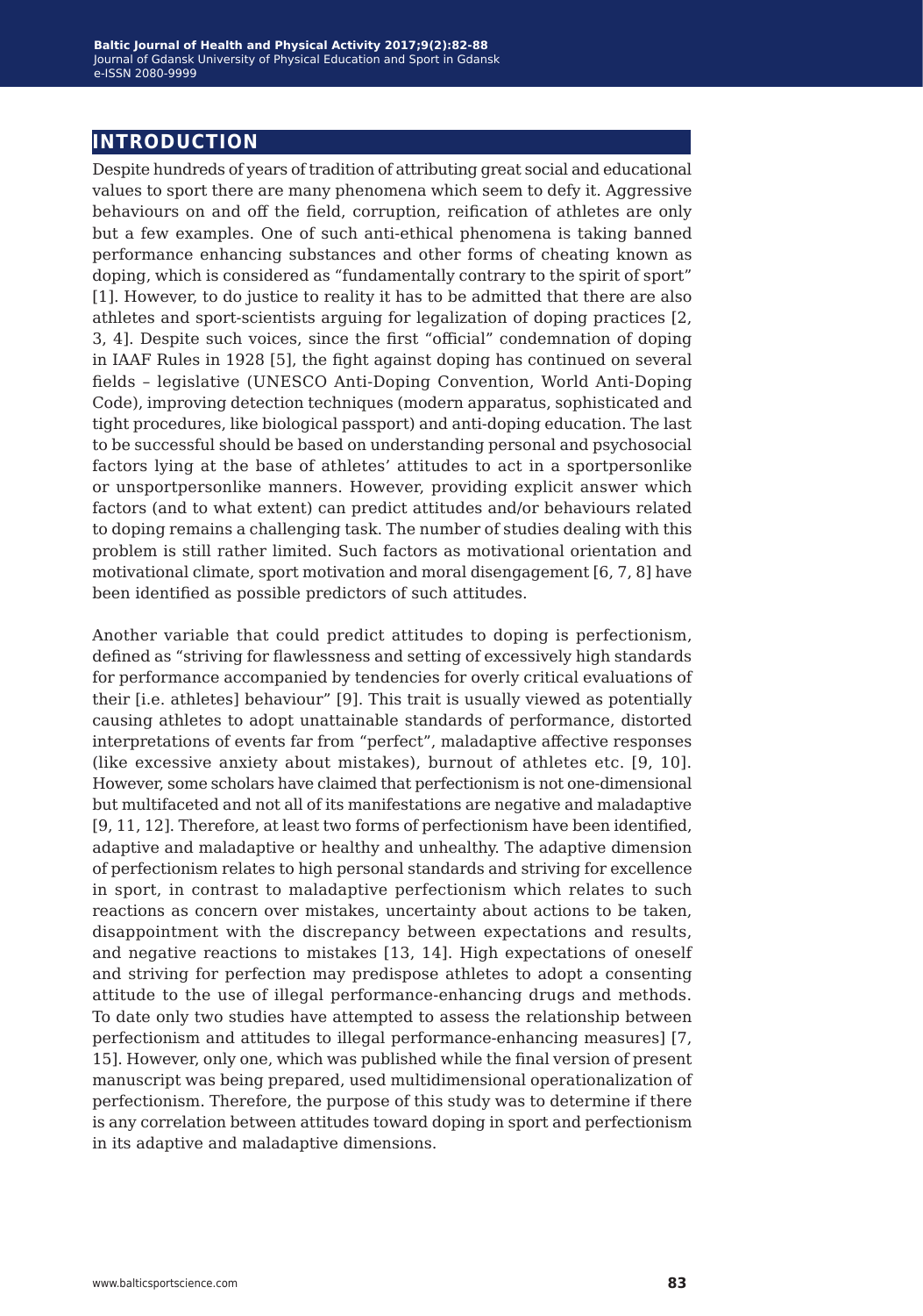## INTRODUCTION

Despite hundreds of years of tradition of attributing great social and educational values to sport there are many phenomena which seem to defy it. Aggressive behaviours on and off the field, corruption, reification of athletes are only but a few examples. One of such anti-ethical phenomena is taking banned performance enhancing substances and other forms of cheating known as doping, which is considered as "fundamentally contrary to the spirit of sport" [1]. However, to do justice to reality it has to be admitted that there are also athletes and sport-scientists arguing for legalization of doping practices [2, 3, 4]. Despite such voices, since the first "official" condemnation of doping in IAAF Rules in 1928 [5], the fight against doping has continued on several fields – legislative (UNESCO Anti-Doping Convention, World Anti-Doping Code), improving detection techniques (modern apparatus, sophisticated and tight procedures, like biological passport) and anti-doping education. The last to be successful should be based on understanding personal and psychosocial factors lying at the base of athletes' attitudes to act in a sportpersonlike or unsportpersonlike manners. However, providing explicit answer which factors (and to what extent) can predict attitudes and/or behaviours related to doping remains a challenging task. The number of studies dealing with this problem is still rather limited. Such factors as motivational orientation and motivational climate, sport motivation and moral disengagement [6, 7, 8] have been identified as possible predictors of such attitudes.

Another variable that could predict attitudes to doping is perfectionism, defined as "striving for flawlessness and setting of excessively high standards for performance accompanied by tendencies for overly critical evaluations of their [i.e. athletes] behaviour" [9]. This trait is usually viewed as potentially causing athletes to adopt unattainable standards of performance, distorted interpretations of events far from "perfect", maladaptive affective responses (like excessive anxiety about mistakes), burnout of athletes etc. [9, 10]. However, some scholars have claimed that perfectionism is not one-dimensional but multifaceted and not all of its manifestations are negative and maladaptive [9, 11, 12]. Therefore, at least two forms of perfectionism have been identified, adaptive and maladaptive or healthy and unhealthy. The adaptive dimension of perfectionism relates to high personal standards and striving for excellence in sport, in contrast to maladaptive perfectionism which relates to such reactions as concern over mistakes, uncertainty about actions to be taken, disappointment with the discrepancy between expectations and results, and negative reactions to mistakes [13, 14]. High expectations of oneself and striving for perfection may predispose athletes to adopt a consenting attitude to the use of illegal performance-enhancing drugs and methods. To date only two studies have attempted to assess the relationship between perfectionism and attitudes to illegal performance-enhancing measures] [7, 15]. However, only one, which was published while the final version of present manuscript was being prepared, used multidimensional operationalization of perfectionism. Therefore, the purpose of this study was to determine if there is any correlation between attitudes toward doping in sport and perfectionism in its adaptive and maladaptive dimensions.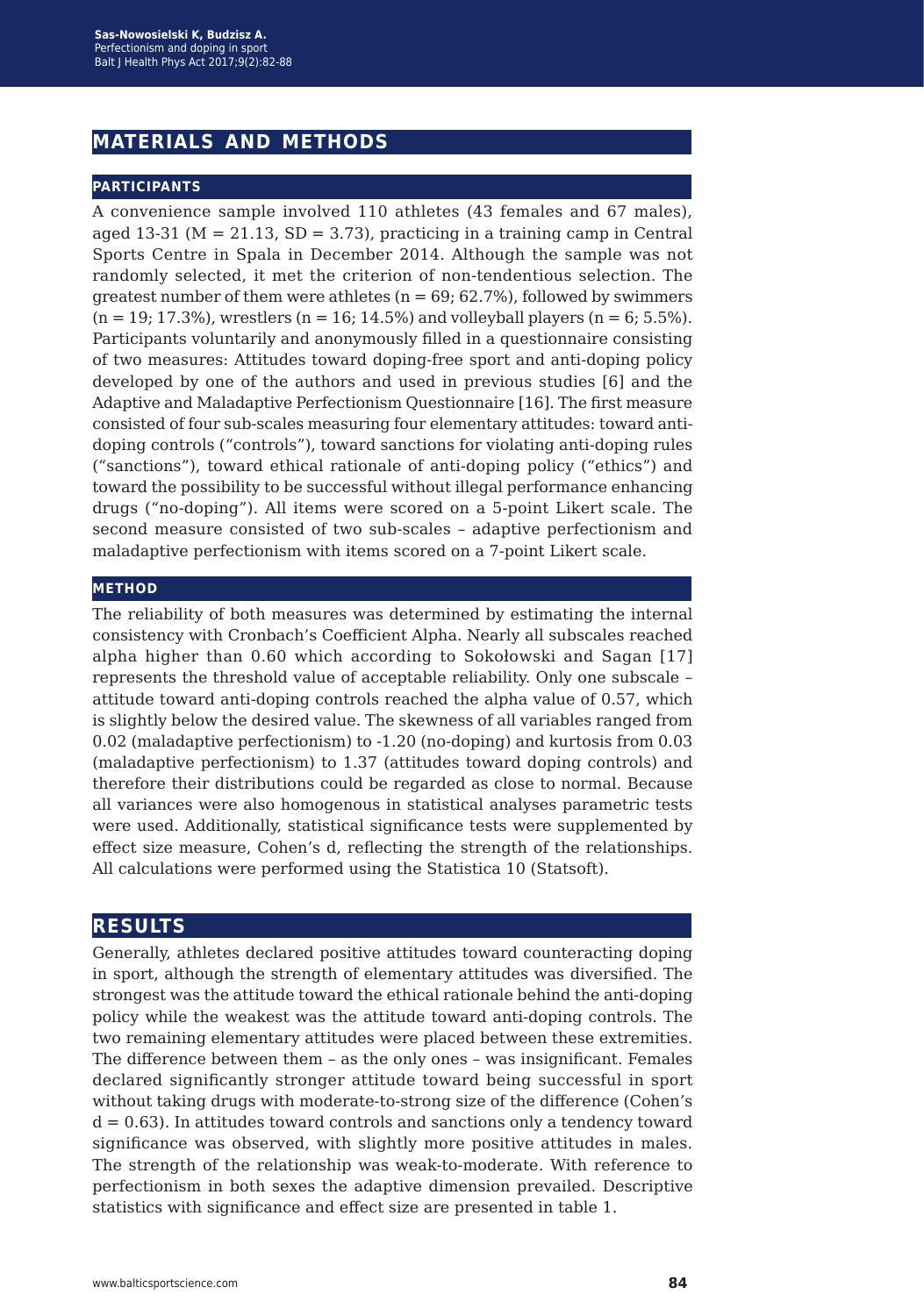## MATERIALS AND METHODS

### PARTICIPANTS

A convenience sample involved 110 athletes (43 females and 67 males), aged 13-31 (M = 21.13, SD = 3.73), practicing in a training camp in Central Sports Centre in Spala in December 2014. Although the sample was not randomly selected, it met the criterion of non-tendentious selection. The greatest number of them were athletes (n = 69; 62.7%), followed by swimmers (n = 19; 17.3%), wrestlers (n = 16; 14.5%) and volleyball players (n = 6; 5.5%). Participants voluntarily and anonymously filled in a questionnaire consisting of two measures: Attitudes toward doping-free sport and anti-doping policy developed by one of the authors and used in previous studies [6] and the Adaptive and Maladaptive Perfectionism Questionnaire [16]. The first measure consisted of four sub-scales measuring four elementary attitudes: toward anti-doping controls ("controls"), toward sanctions for violating anti-doping rules ("sanctions"), toward ethical rationale of anti-doping policy ("ethics") and toward the possibility to be successful without illegal performance enhancing drugs ("no-doping"). All items were scored on a 5-point Likert scale. The second measure consisted of two sub-scales – adaptive perfectionism and maladaptive perfectionism with items scored on a 7-point Likert scale.

### METHOD

The reliability of both measures was determined by estimating the internal consistency with Cronbach's Coefficient Alpha. Nearly all subscales reached alpha higher than 0.60 which according to Sokołowski and Sagan [17] represents the threshold value of acceptable reliability. Only one subscale – attitude toward anti-doping controls reached the alpha value of 0.57, which is slightly below the desired value. The skewness of all variables ranged from 0.02 (maladaptive perfectionism) to -1.20 (no-doping) and kurtosis from 0.03 (maladaptive perfectionism) to 1.37 (attitudes toward doping controls) and therefore their distributions could be regarded as close to normal. Because all variances were also homogenous in statistical analyses parametric tests were used. Additionally, statistical significance tests were supplemented by effect size measure, Cohen's d, reflecting the strength of the relationships. All calculations were performed using the Statistica 10 (Statsoft).

## RESULTS

Generally, athletes declared positive attitudes toward counteracting doping in sport, although the strength of elementary attitudes was diversified. The strongest was the attitude toward the ethical rationale behind the anti-doping policy while the weakest was the attitude toward anti-doping controls. The two remaining elementary attitudes were placed between these extremities. The difference between them – as the only ones – was insignificant. Females declared significantly stronger attitude toward being successful in sport without taking drugs with moderate-to-strong size of the difference (Cohen's d = 0.63). In attitudes toward controls and sanctions only a tendency toward significance was observed, with slightly more positive attitudes in males. The strength of the relationship was weak-to-moderate. With reference to perfectionism in both sexes the adaptive dimension prevailed. Descriptive statistics with significance and effect size are presented in table 1.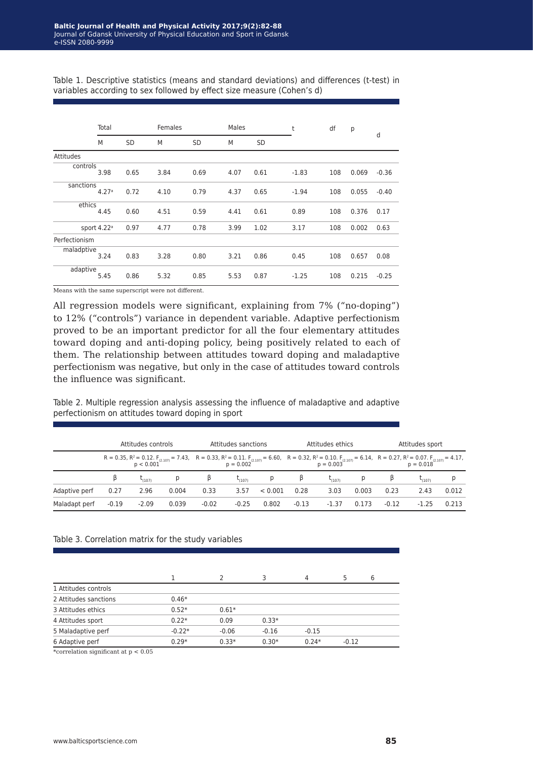Table 1. Descriptive statistics (means and standard deviations) and differences (t-test) in variables according to sex followed by effect size measure (Cohen's d)

| | Total | | Females | | Males | | t | df | p | d |
|---|---|---|---|---|---|---|---|---|---|---|
| | M | SD | M | SD | M | SD | | | | |
| Attitudes | | | | | | | | | | |
| controls | 3.98 | 0.65 | 3.84 | 0.69 | 4.07 | 0.61 | -1.83 | 108 | 0.069 | -0.36 |
| sanctions | 4.27[a] | 0.72 | 4.10 | 0.79 | 4.37 | 0.65 | -1.94 | 108 | 0.055 | -0.40 |
| ethics | 4.45 | 0.60 | 4.51 | 0.59 | 4.41 | 0.61 | 0.89 | 108 | 0.376 | 0.17 |
| sport | 4.22[a] | 0.97 | 4.77 | 0.78 | 3.99 | 1.02 | 3.17 | 108 | 0.002 | 0.63 |
| Perfectionism | | | | | | | | | | |
| maladptive | 3.24 | 0.83 | 3.28 | 0.80 | 3.21 | 0.86 | 0.45 | 108 | 0.657 | 0.08 |
| adaptive | 5.45 | 0.86 | 5.32 | 0.85 | 5.53 | 0.87 | -1.25 | 108 | 0.215 | -0.25 |

Means with the same superscript were not different.

All regression models were significant, explaining from 7% ("no-doping") to 12% ("controls") variance in dependent variable. Adaptive perfectionism proved to be an important predictor for all the four elementary attitudes toward doping and anti-doping policy, being positively related to each of them. The relationship between attitudes toward doping and maladaptive perfectionism was negative, but only in the case of attitudes toward controls the influence was significant.

Table 2. Multiple regression analysis assessing the influence of maladaptive and adaptive perfectionism on attitudes toward doping in sport

| | Attitudes controls | | | Attitudes sanctions | | | Attitudes ethics | | | Attitudes sport | | |
|---|---|---|---|---|---|---|---|---|---|---|---|---|
| | $R = 0.35$, $R^2 = 0.12$. $F_{(2,107)} = 7.43$, $p < 0.001$ | | | $R = 0.33$, $R^2 = 0.11$. $F_{(2,107)} = 6.60$, $p = 0.002$ | | | $R = 0.32$, $R^2 = 0.10$. $F_{(2,107)} = 6.14$, $p = 0.003$ | | | $R = 0.27$, $R^2 = 0.07$. $F_{(2,107)} = 4.17$, $p = 0.018$ | | |
| | β | $t_{(107)}$ | p | β | $t_{(107)}$ | p | β | $t_{(107)}$ | p | β | $t_{(107)}$ | p |
| Adaptive perf | 0.27 | 2.96 | 0.004 | 0.33 | 3.57 | < 0.001 | 0.28 | 3.03 | 0.003 | 0.23 | 2.43 | 0.012 |
| Maladapt perf | -0.19 | -2.09 | 0.039 | -0.02 | -0.25 | 0.802 | -0.13 | -1.37 | 0.173 | -0.12 | -1.25 | 0.213 |

Table 3. Correlation matrix for the study variables

| | 1 | 2 | 3 | 4 | 5 | 6 |
|---|---|---|---|---|---|---|
| 1 Attitudes controls | | | | | | |
| 2 Attitudes sanctions | 0.46* | | | | | |
| 3 Attitudes ethics | 0.52* | 0.61* | | | | |
| 4 Attitudes sport | 0.22* | 0.09 | 0.33* | | | |
| 5 Maladaptive perf | -0.22* | -0.06 | -0.16 | -0.15 | | |
| 6 Adaptive perf | 0.29* | 0.33* | 0.30* | 0.24* | -0.12 | |

*correlation significant at $p < 0.05$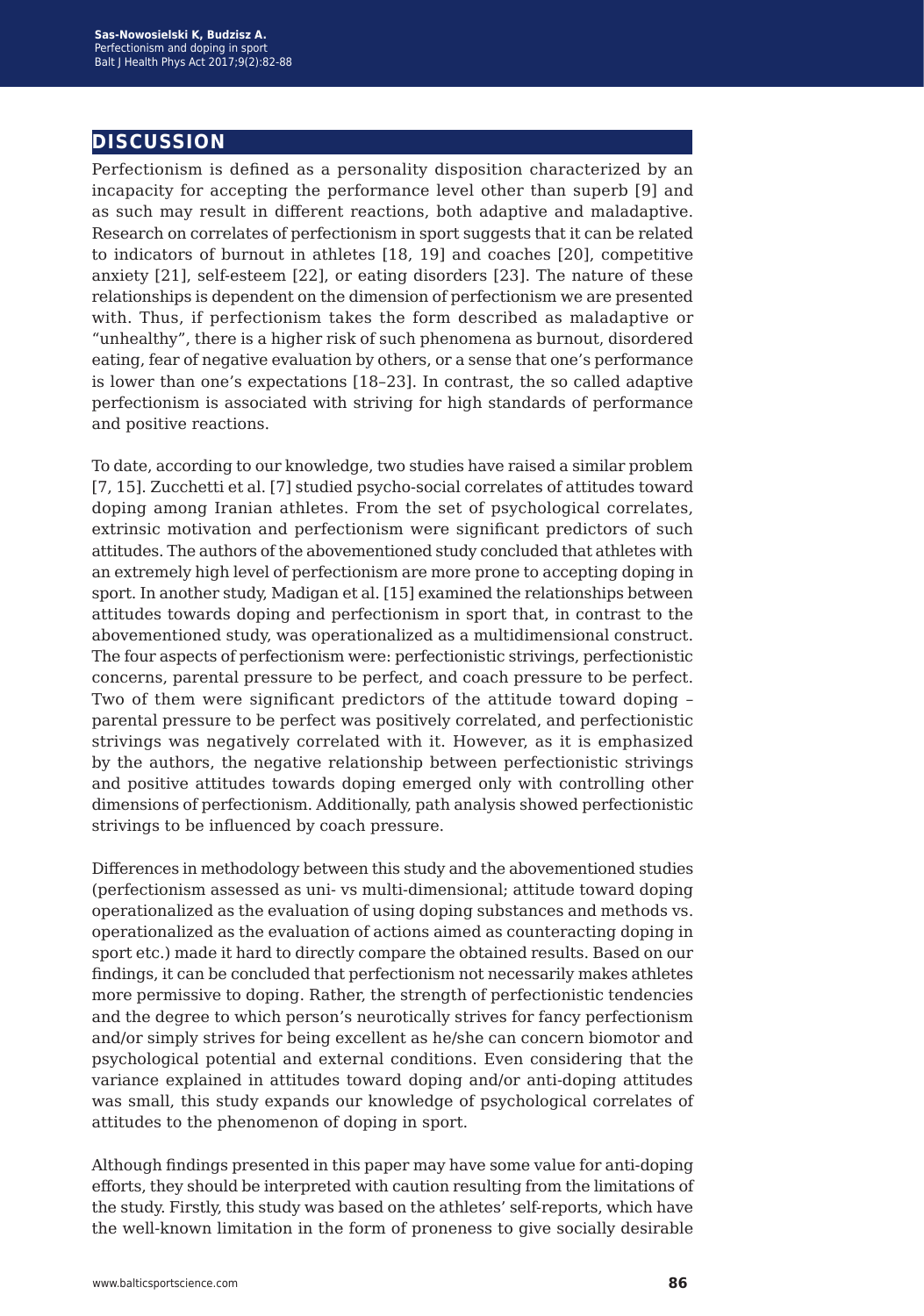## DISCUSSION

Perfectionism is defined as a personality disposition characterized by an incapacity for accepting the performance level other than superb [9] and as such may result in different reactions, both adaptive and maladaptive. Research on correlates of perfectionism in sport suggests that it can be related to indicators of burnout in athletes [18, 19] and coaches [20], competitive anxiety [21], self-esteem [22], or eating disorders [23]. The nature of these relationships is dependent on the dimension of perfectionism we are presented with. Thus, if perfectionism takes the form described as maladaptive or "unhealthy", there is a higher risk of such phenomena as burnout, disordered eating, fear of negative evaluation by others, or a sense that one's performance is lower than one's expectations [18–23]. In contrast, the so called adaptive perfectionism is associated with striving for high standards of performance and positive reactions.

To date, according to our knowledge, two studies have raised a similar problem [7, 15]. Zucchetti et al. [7] studied psycho-social correlates of attitudes toward doping among Iranian athletes. From the set of psychological correlates, extrinsic motivation and perfectionism were significant predictors of such attitudes. The authors of the abovementioned study concluded that athletes with an extremely high level of perfectionism are more prone to accepting doping in sport. In another study, Madigan et al. [15] examined the relationships between attitudes towards doping and perfectionism in sport that, in contrast to the abovementioned study, was operationalized as a multidimensional construct. The four aspects of perfectionism were: perfectionistic strivings, perfectionistic concerns, parental pressure to be perfect, and coach pressure to be perfect. Two of them were significant predictors of the attitude toward doping – parental pressure to be perfect was positively correlated, and perfectionistic strivings was negatively correlated with it. However, as it is emphasized by the authors, the negative relationship between perfectionistic strivings and positive attitudes towards doping emerged only with controlling other dimensions of perfectionism. Additionally, path analysis showed perfectionistic strivings to be influenced by coach pressure.

Differences in methodology between this study and the abovementioned studies (perfectionism assessed as uni- vs multi-dimensional; attitude toward doping operationalized as the evaluation of using doping substances and methods vs. operationalized as the evaluation of actions aimed as counteracting doping in sport etc.) made it hard to directly compare the obtained results. Based on our findings, it can be concluded that perfectionism not necessarily makes athletes more permissive to doping. Rather, the strength of perfectionistic tendencies and the degree to which person's neurotically strives for fancy perfectionism and/or simply strives for being excellent as he/she can concern biomotor and psychological potential and external conditions. Even considering that the variance explained in attitudes toward doping and/or anti-doping attitudes was small, this study expands our knowledge of psychological correlates of attitudes to the phenomenon of doping in sport.

Although findings presented in this paper may have some value for anti-doping efforts, they should be interpreted with caution resulting from the limitations of the study. Firstly, this study was based on the athletes' self-reports, which have the well-known limitation in the form of proneness to give socially desirable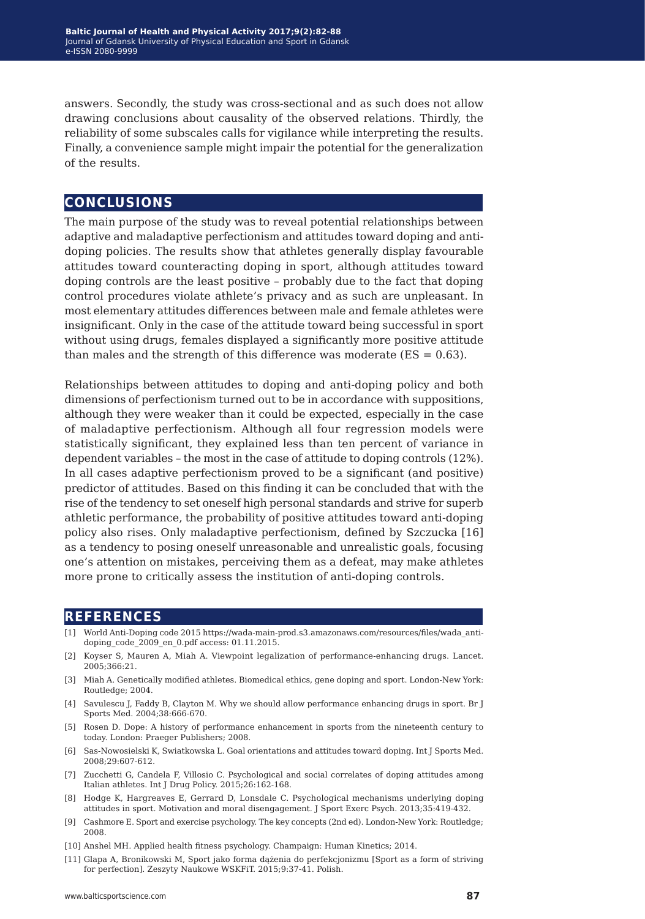answers. Secondly, the study was cross-sectional and as such does not allow drawing conclusions about causality of the observed relations. Thirdly, the reliability of some subscales calls for vigilance while interpreting the results. Finally, a convenience sample might impair the potential for the generalization of the results.

## CONCLUSIONS

The main purpose of the study was to reveal potential relationships between adaptive and maladaptive perfectionism and attitudes toward doping and anti-doping policies. The results show that athletes generally display favourable attitudes toward counteracting doping in sport, although attitudes toward doping controls are the least positive – probably due to the fact that doping control procedures violate athlete's privacy and as such are unpleasant. In most elementary attitudes differences between male and female athletes were insignificant. Only in the case of the attitude toward being successful in sport without using drugs, females displayed a significantly more positive attitude than males and the strength of this difference was moderate (ES = 0.63).

Relationships between attitudes to doping and anti-doping policy and both dimensions of perfectionism turned out to be in accordance with suppositions, although they were weaker than it could be expected, especially in the case of maladaptive perfectionism. Although all four regression models were statistically significant, they explained less than ten percent of variance in dependent variables – the most in the case of attitude to doping controls (12%). In all cases adaptive perfectionism proved to be a significant (and positive) predictor of attitudes. Based on this finding it can be concluded that with the rise of the tendency to set oneself high personal standards and strive for superb athletic performance, the probability of positive attitudes toward anti-doping policy also rises. Only maladaptive perfectionism, defined by Szczucka [16] as a tendency to posing oneself unreasonable and unrealistic goals, focusing one's attention on mistakes, perceiving them as a defeat, may make athletes more prone to critically assess the institution of anti-doping controls.

## REFERENCES

[1] World Anti-Doping code 2015 https://wada-main-prod.s3.amazonaws.com/resources/files/wada_anti-doping_code_2009_en_0.pdf access: 01.11.2015.

[2] Koyser S, Mauren A, Miah A. Viewpoint legalization of performance-enhancing drugs. Lancet. 2005;366:21.

[3] Miah A. Genetically modified athletes. Biomedical ethics, gene doping and sport. London-New York: Routledge; 2004.

[4] Savulescu J, Faddy B, Clayton M. Why we should allow performance enhancing drugs in sport. Br J Sports Med. 2004;38:666-670.

[5] Rosen D. Dope: A history of performance enhancement in sports from the nineteenth century to today. London: Praeger Publishers; 2008.

[6] Sas-Nowosielski K, Swiatkowska L. Goal orientations and attitudes toward doping. Int J Sports Med. 2008;29:607-612.

[7] Zucchetti G, Candela F, Villosio C. Psychological and social correlates of doping attitudes among Italian athletes. Int J Drug Policy. 2015;26:162-168.

[8] Hodge K, Hargreaves E, Gerrard D, Lonsdale C. Psychological mechanisms underlying doping attitudes in sport. Motivation and moral disengagement. J Sport Exerc Psych. 2013;35:419-432.

[9] Cashmore E. Sport and exercise psychology. The key concepts (2nd ed). London-New York: Routledge; 2008.

[10] Anshel MH. Applied health fitness psychology. Champaign: Human Kinetics; 2014.

[11] Glapa A, Bronikowski M, Sport jako forma dążenia do perfekcjonizmu [Sport as a form of striving for perfection]. Zeszyty Naukowe WSKFiT. 2015;9:37-41. Polish.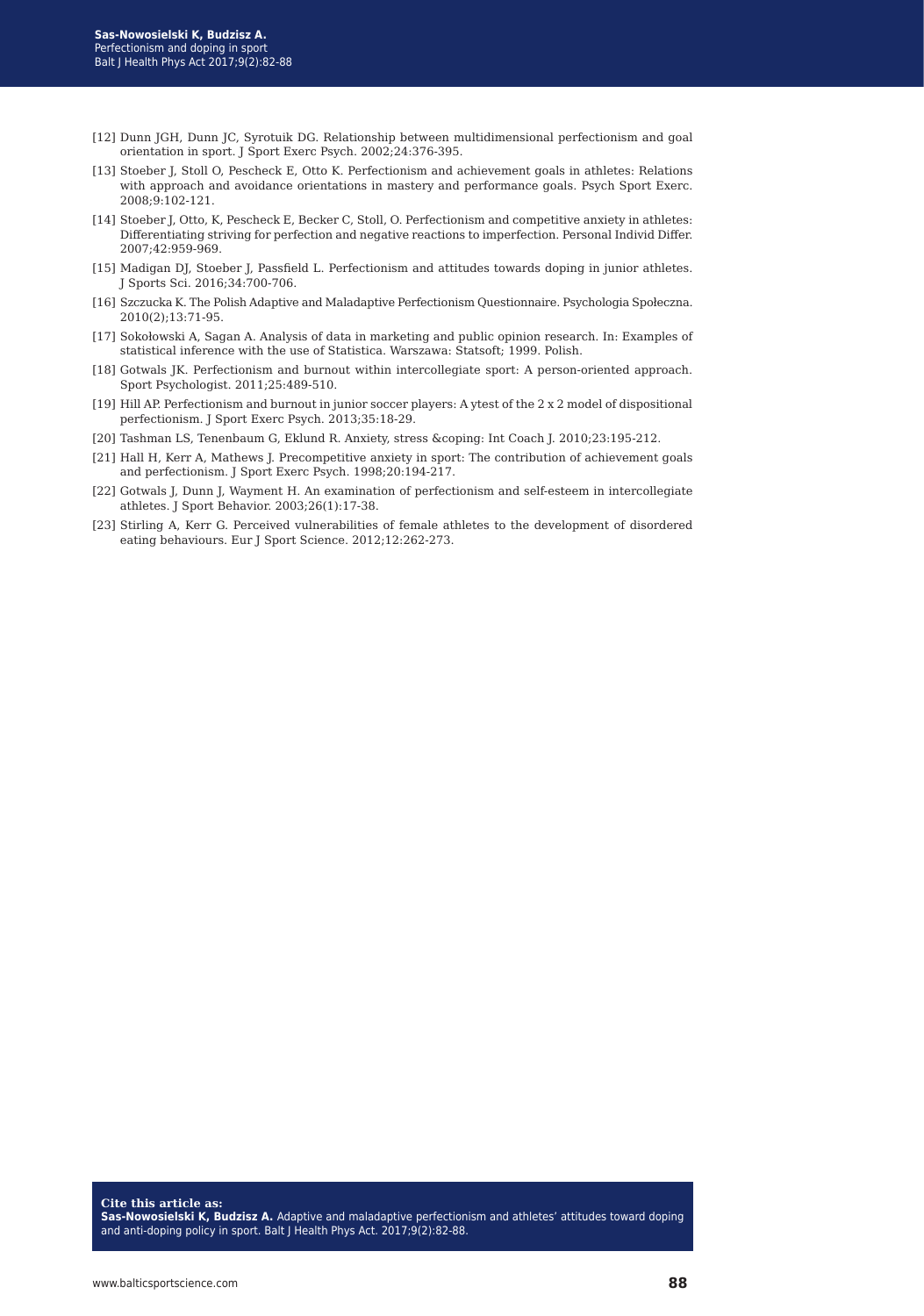[12] Dunn JGH, Dunn JC, Syrotuik DG. Relationship between multidimensional perfectionism and goal orientation in sport. J Sport Exerc Psych. 2002;24:376-395.

[13] Stoeber J, Stoll O, Pescheck E, Otto K. Perfectionism and achievement goals in athletes: Relations with approach and avoidance orientations in mastery and performance goals. Psych Sport Exerc. 2008;9:102-121.

[14] Stoeber J, Otto, K, Pescheck E, Becker C, Stoll, O. Perfectionism and competitive anxiety in athletes: Differentiating striving for perfection and negative reactions to imperfection. Personal Individ Differ. 2007;42:959-969.

[15] Madigan DJ, Stoeber J, Passfield L. Perfectionism and attitudes towards doping in junior athletes. J Sports Sci. 2016;34:700-706.

[16] Szczucka K. The Polish Adaptive and Maladaptive Perfectionism Questionnaire. Psychologia Społeczna. 2010(2);13:71-95.

[17] Sokołowski A, Sagan A. Analysis of data in marketing and public opinion research. In: Examples of statistical inference with the use of Statistica. Warszawa: Statsoft; 1999. Polish.

[18] Gotwals JK. Perfectionism and burnout within intercollegiate sport: A person-oriented approach. Sport Psychologist. 2011;25:489-510.

[19] Hill AP. Perfectionism and burnout in junior soccer players: A ytest of the 2 x 2 model of dispositional perfectionism. J Sport Exerc Psych. 2013;35:18-29.

[20] Tashman LS, Tenenbaum G, Eklund R. Anxiety, stress &coping: Int Coach J. 2010;23:195-212.

[21] Hall H, Kerr A, Mathews J. Precompetitive anxiety in sport: The contribution of achievement goals and perfectionism. J Sport Exerc Psych. 1998;20:194-217.

[22] Gotwals J, Dunn J, Wayment H. An examination of perfectionism and self-esteem in intercollegiate athletes. J Sport Behavior. 2003;26(1):17-38.

[23] Stirling A, Kerr G. Perceived vulnerabilities of female athletes to the development of disordered eating behaviours. Eur J Sport Science. 2012;12:262-273.

**Cite this article as:**
**Sas-Nowosielski K, Budzisz A.** Adaptive and maladaptive perfectionism and athletes' attitudes toward doping and anti-doping policy in sport. Balt J Health Phys Act. 2017;9(2):82-88.